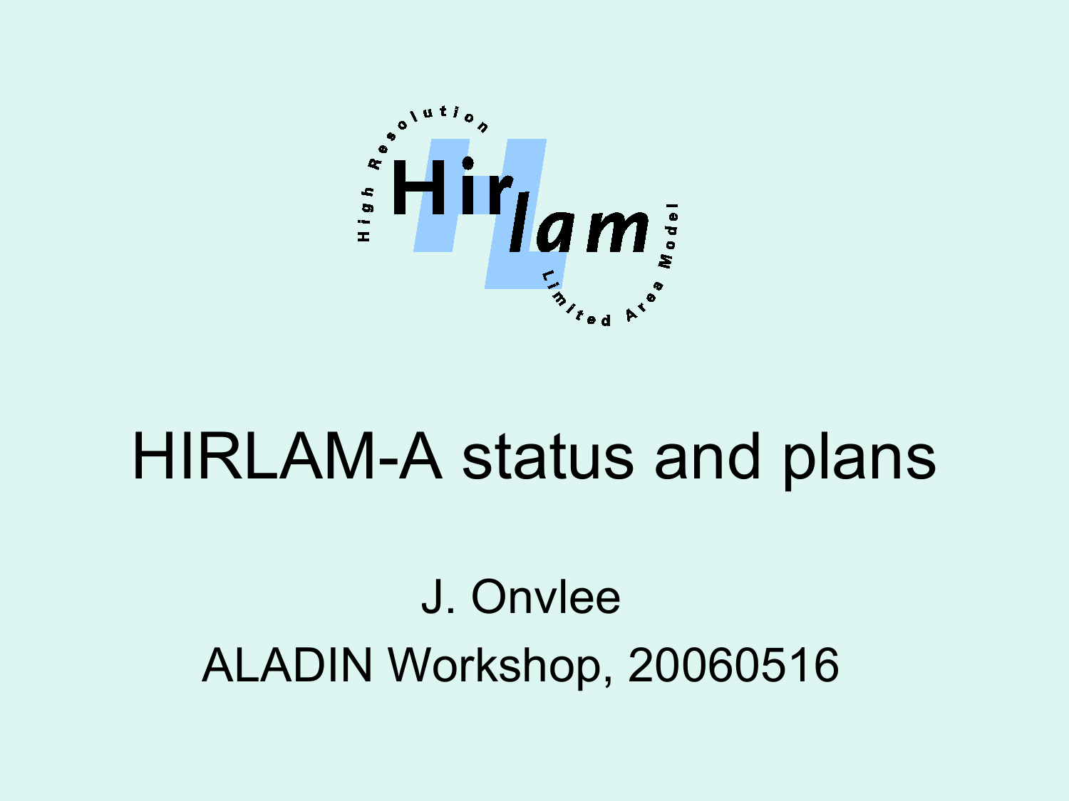# HIRLAM-A status and plans

J. Onvlee

ALADIN Workshop, 20060516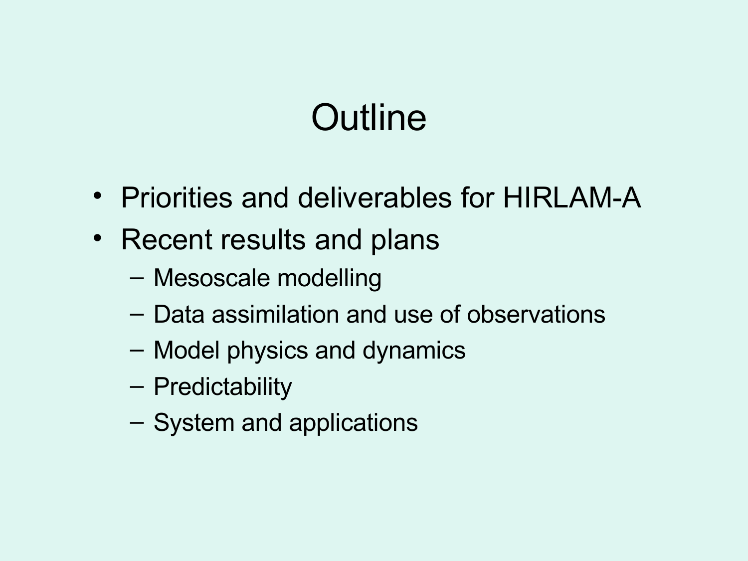# Outline

- Priorities and deliverables for HIRLAM-A
- Recent results and plans
  - Mesoscale modelling
  - Data assimilation and use of observations
  - Model physics and dynamics
  - Predictability
  - System and applications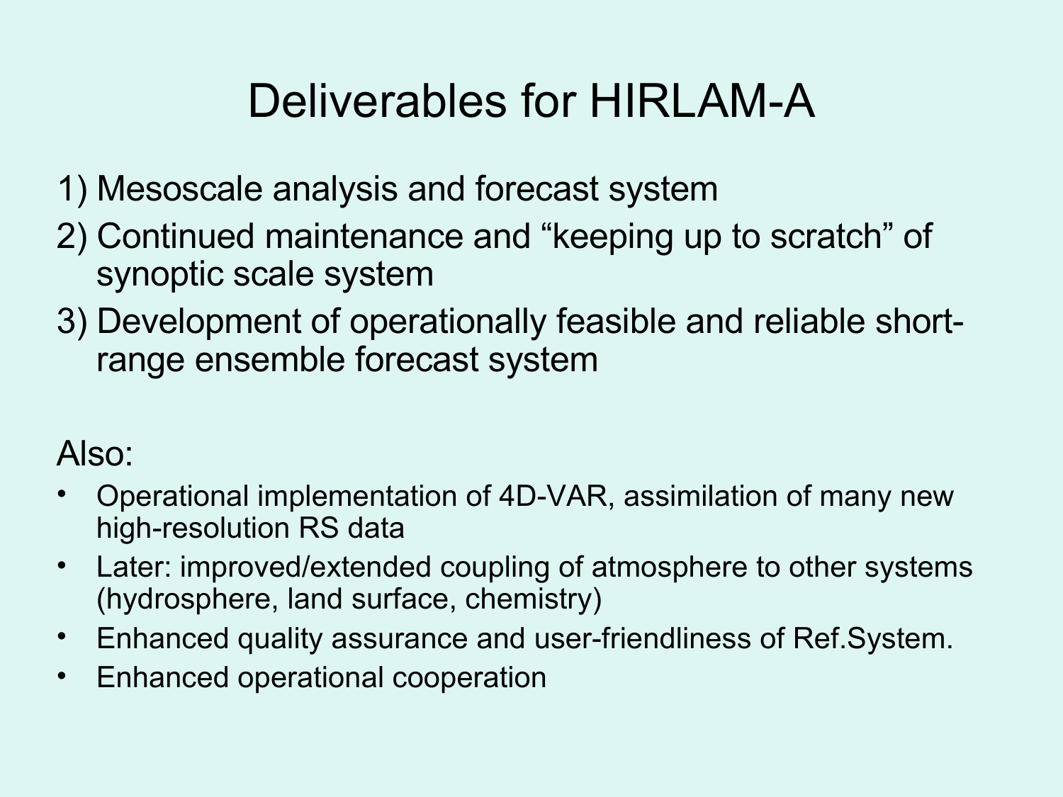# Deliverables for HIRLAM-A

1) Mesoscale analysis and forecast system
2) Continued maintenance and "keeping up to scratch" of synoptic scale system
3) Development of operationally feasible and reliable short-range ensemble forecast system

Also:

- Operational implementation of 4D-VAR, assimilation of many new high-resolution RS data
- Later: improved/extended coupling of atmosphere to other systems (hydrosphere, land surface, chemistry)
- Enhanced quality assurance and user-friendliness of Ref.System.
- Enhanced operational cooperation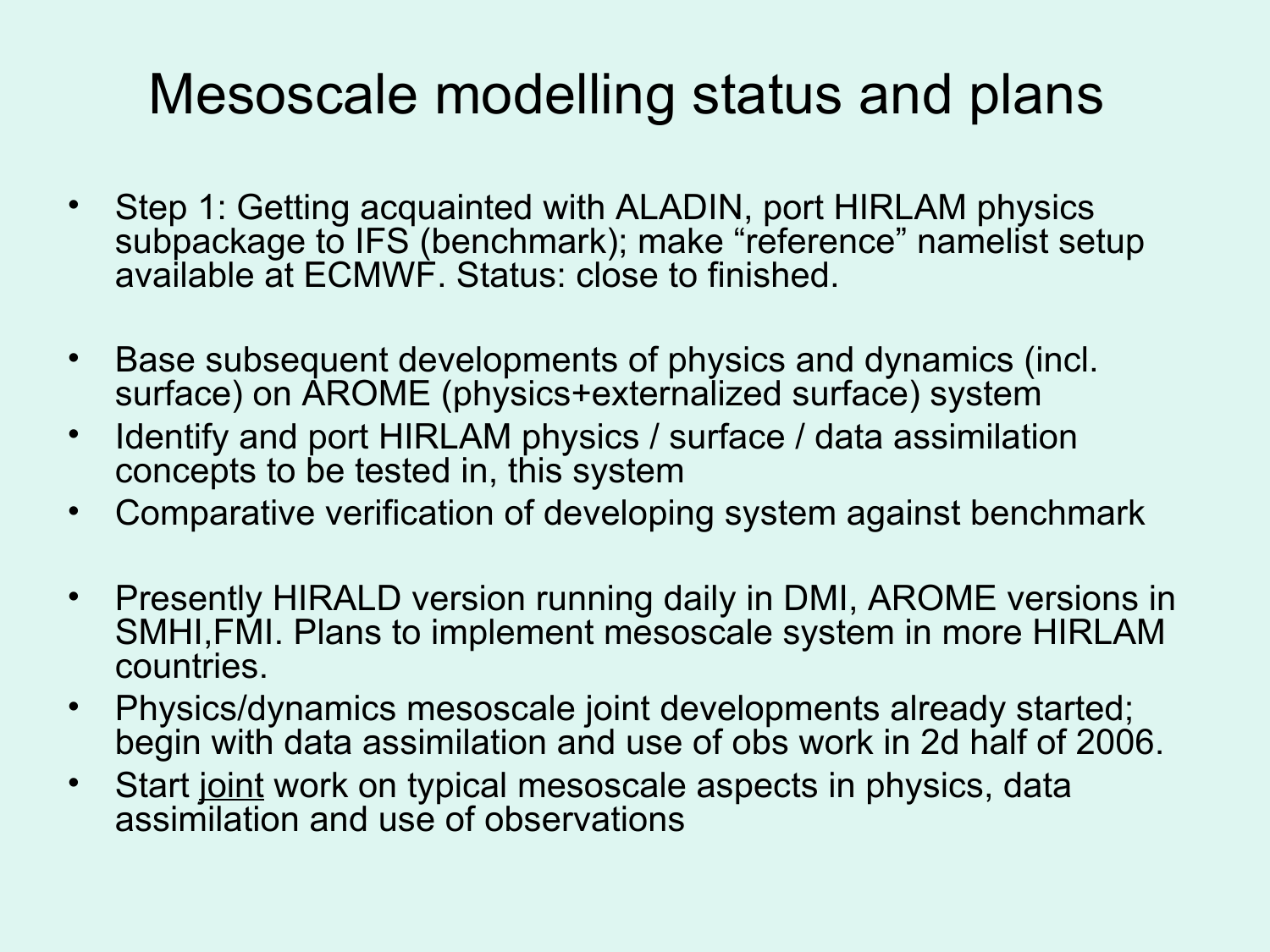# Mesoscale modelling status and plans

- Step 1: Getting acquainted with ALADIN, port HIRLAM physics subpackage to IFS (benchmark); make "reference" namelist setup available at ECMWF. Status: close to finished.

- Base subsequent developments of physics and dynamics (incl. surface) on AROME (physics+externalized surface) system
- Identify and port HIRLAM physics / surface / data assimilation concepts to be tested in, this system
- Comparative verification of developing system against benchmark

- Presently HIRALD version running daily in DMI, AROME versions in SMHI,FMI. Plans to implement mesoscale system in more HIRLAM countries.
- Physics/dynamics mesoscale joint developments already started; begin with data assimilation and use of obs work in 2d half of 2006.
- Start <u>joint</u> work on typical mesoscale aspects in physics, data assimilation and use of observations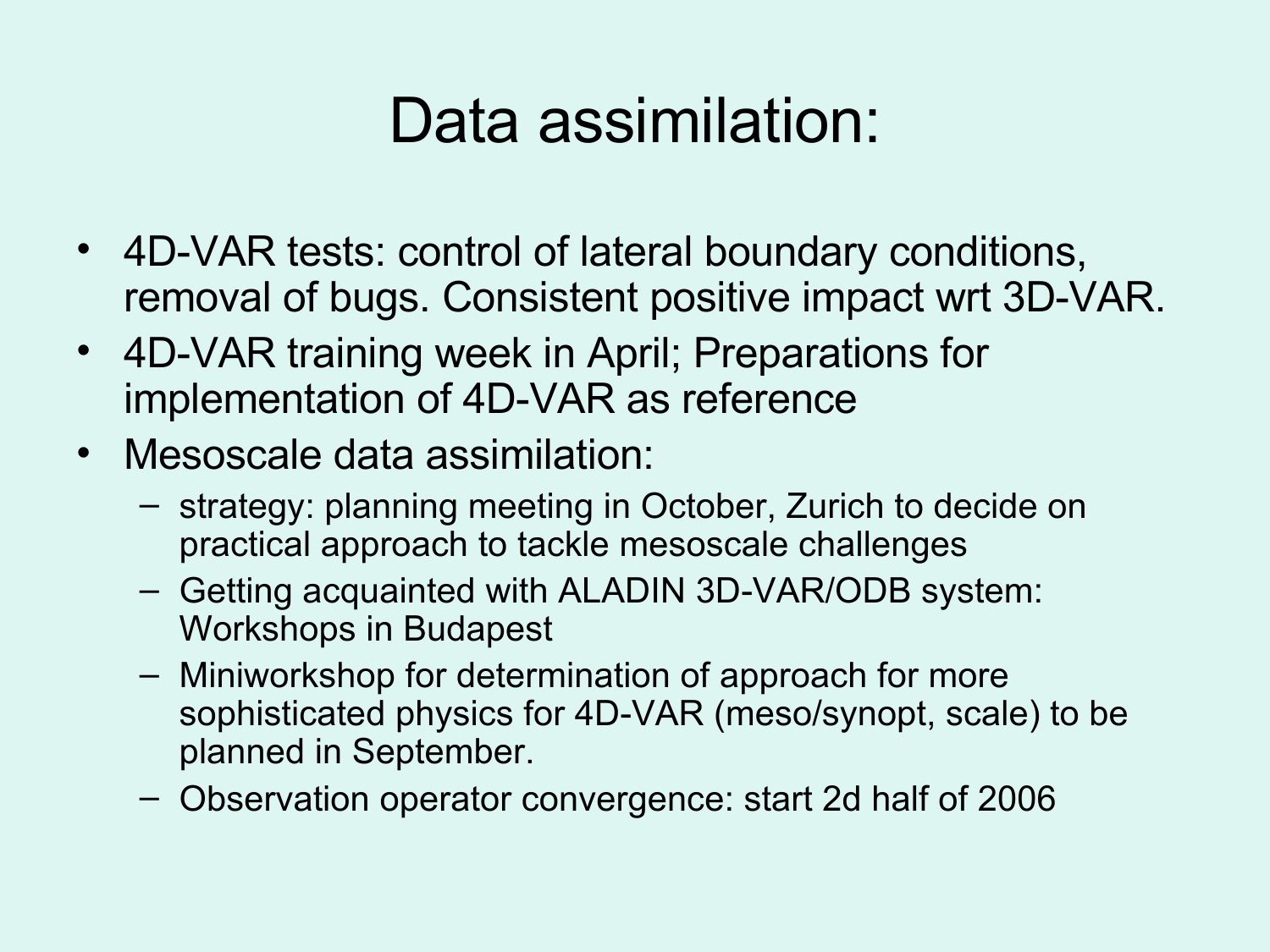# Data assimilation:

- 4D-VAR tests: control of lateral boundary conditions, removal of bugs. Consistent positive impact wrt 3D-VAR.
- 4D-VAR training week in April; Preparations for implementation of 4D-VAR as reference
- Mesoscale data assimilation:
  - strategy: planning meeting in October, Zurich to decide on practical approach to tackle mesoscale challenges
  - Getting acquainted with ALADIN 3D-VAR/ODB system: Workshops in Budapest
  - Miniworkshop for determination of approach for more sophisticated physics for 4D-VAR (meso/synopt, scale) to be planned in September.
  - Observation operator convergence: start 2d half of 2006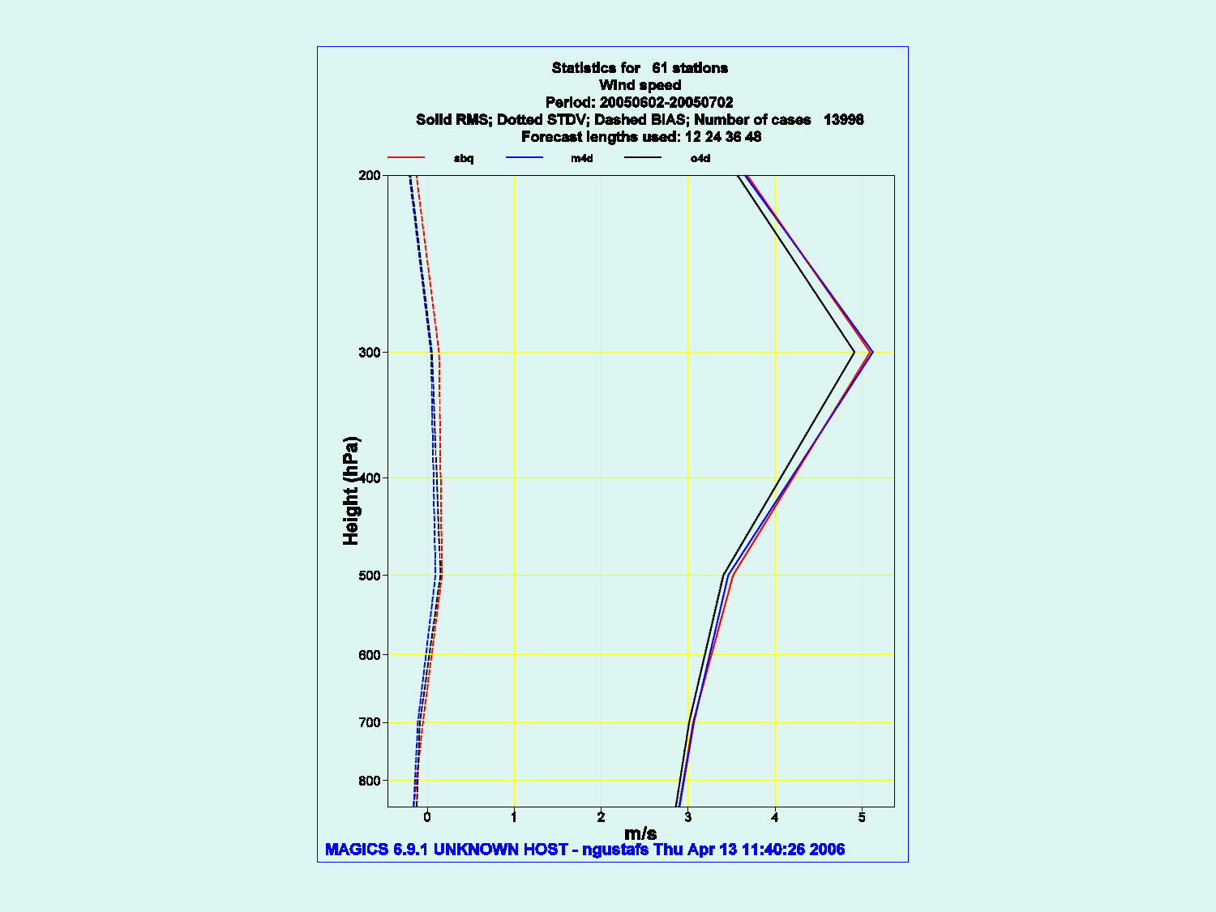Statistics for 61 stations

Wind speed

Period: 20050602-20050702

Solid RMS; Dotted STDV; Dashed BIAS; Number of cases 13998

Forecast lengths used: 12 24 36 48

sbq m4d o4d

Height (hPa)

m/s

MAGICS 6.9.1 UNKNOWN HOST - ngustafs Thu Apr 13 11:40:26 2006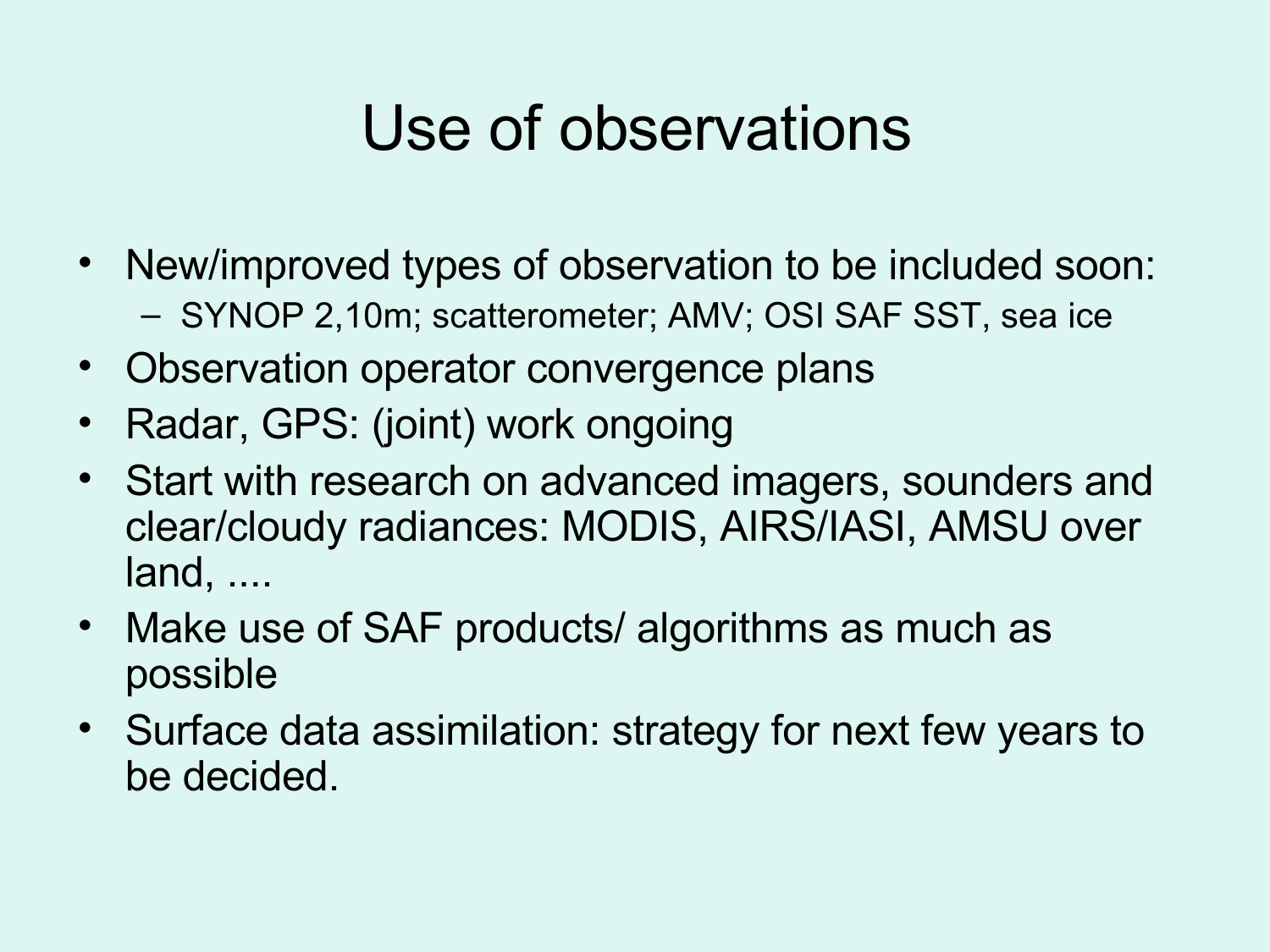# Use of observations

- New/improved types of observation to be included soon:
  - SYNOP 2,10m; scatterometer; AMV; OSI SAF SST, sea ice
- Observation operator convergence plans
- Radar, GPS: (joint) work ongoing
- Start with research on advanced imagers, sounders and clear/cloudy radiances: MODIS, AIRS/IASI, AMSU over land, ....
- Make use of SAF products/ algorithms as much as possible
- Surface data assimilation: strategy for next few years to be decided.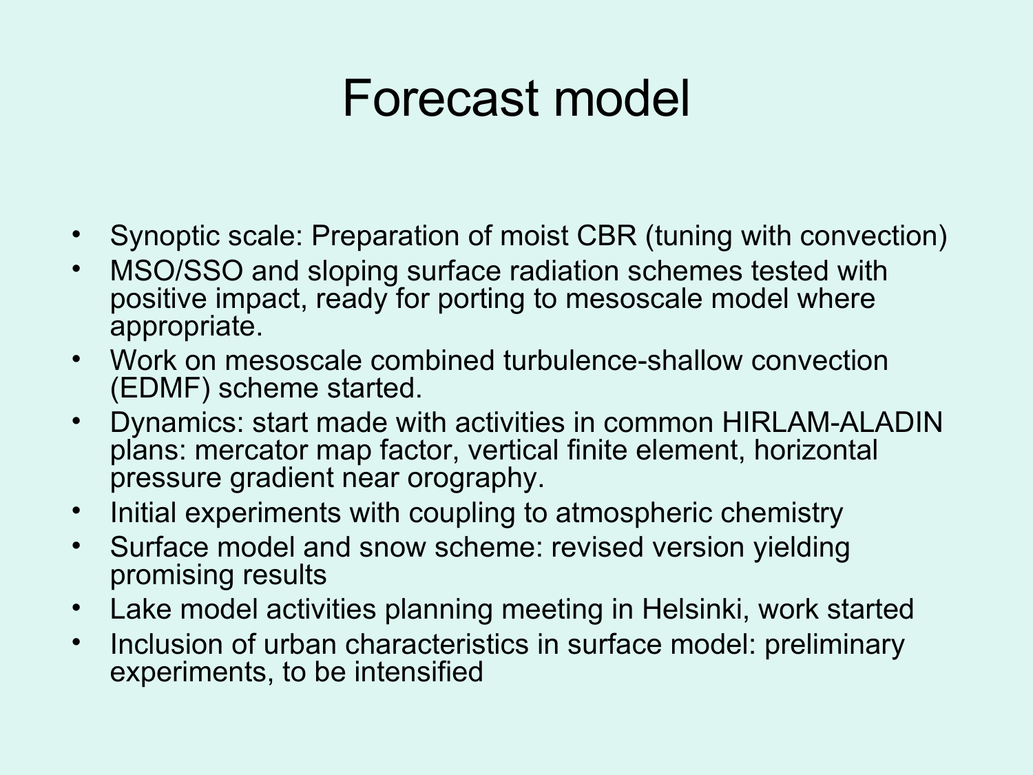# Forecast model

- Synoptic scale: Preparation of moist CBR (tuning with convection)
- MSO/SSO and sloping surface radiation schemes tested with positive impact, ready for porting to mesoscale model where appropriate.
- Work on mesoscale combined turbulence-shallow convection (EDMF) scheme started.
- Dynamics: start made with activities in common HIRLAM-ALADIN plans: mercator map factor, vertical finite element, horizontal pressure gradient near orography.
- Initial experiments with coupling to atmospheric chemistry
- Surface model and snow scheme: revised version yielding promising results
- Lake model activities planning meeting in Helsinki, work started
- Inclusion of urban characteristics in surface model: preliminary experiments, to be intensified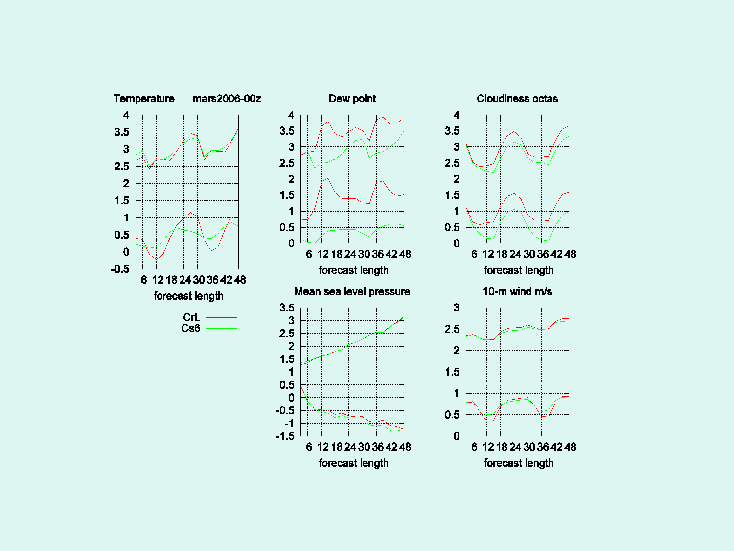Temperature mars2006-00z

Dew point

Cloudiness octas

Mean sea level pressure

10-m wind m/s

CrL

Cs6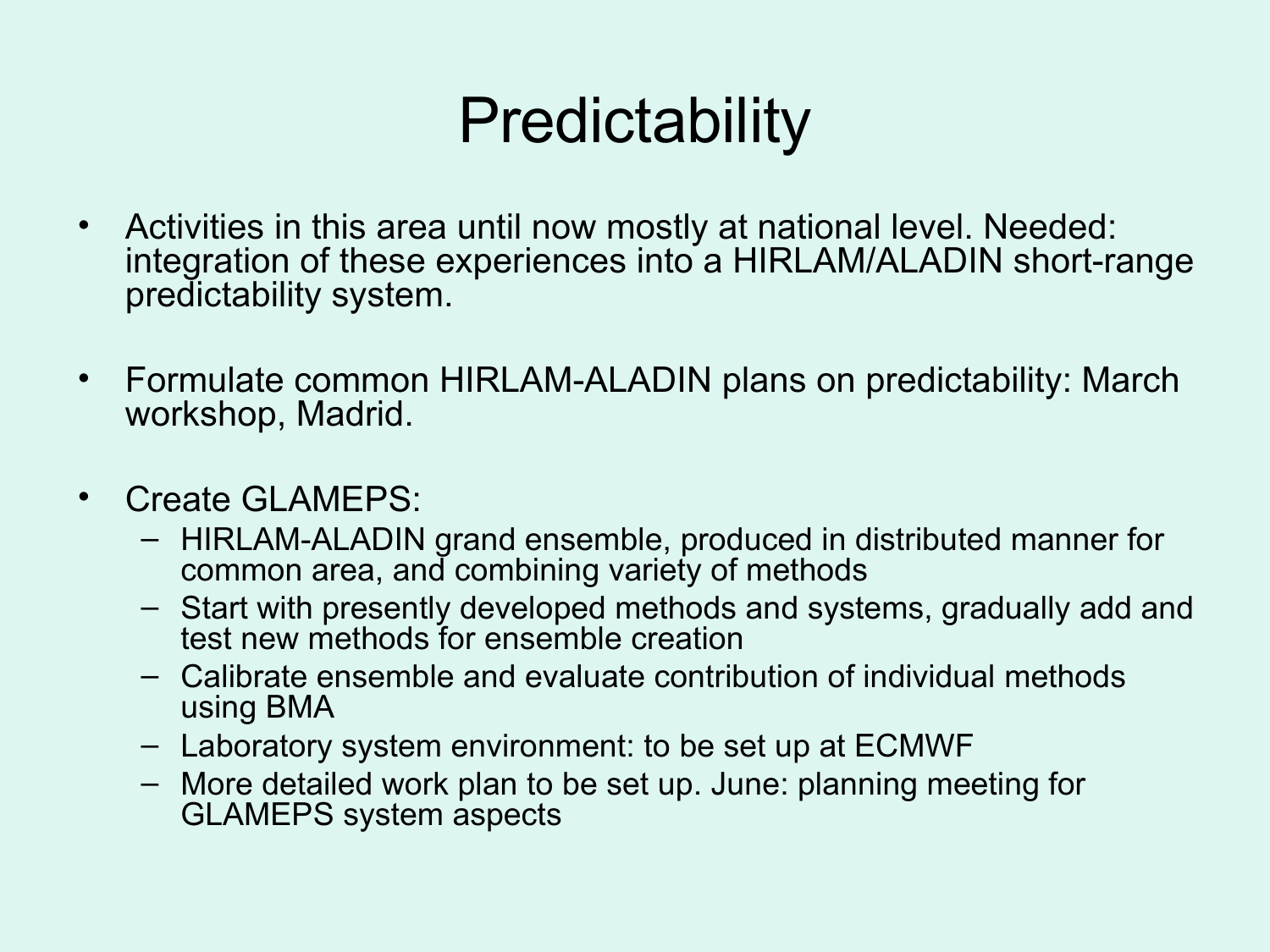# Predictability

- Activities in this area until now mostly at national level. Needed: integration of these experiences into a HIRLAM/ALADIN short-range predictability system.

- Formulate common HIRLAM-ALADIN plans on predictability: March workshop, Madrid.

- Create GLAMEPS:
  - HIRLAM-ALADIN grand ensemble, produced in distributed manner for common area, and combining variety of methods
  - Start with presently developed methods and systems, gradually add and test new methods for ensemble creation
  - Calibrate ensemble and evaluate contribution of individual methods using BMA
  - Laboratory system environment: to be set up at ECMWF
  - More detailed work plan to be set up. June: planning meeting for GLAMEPS system aspects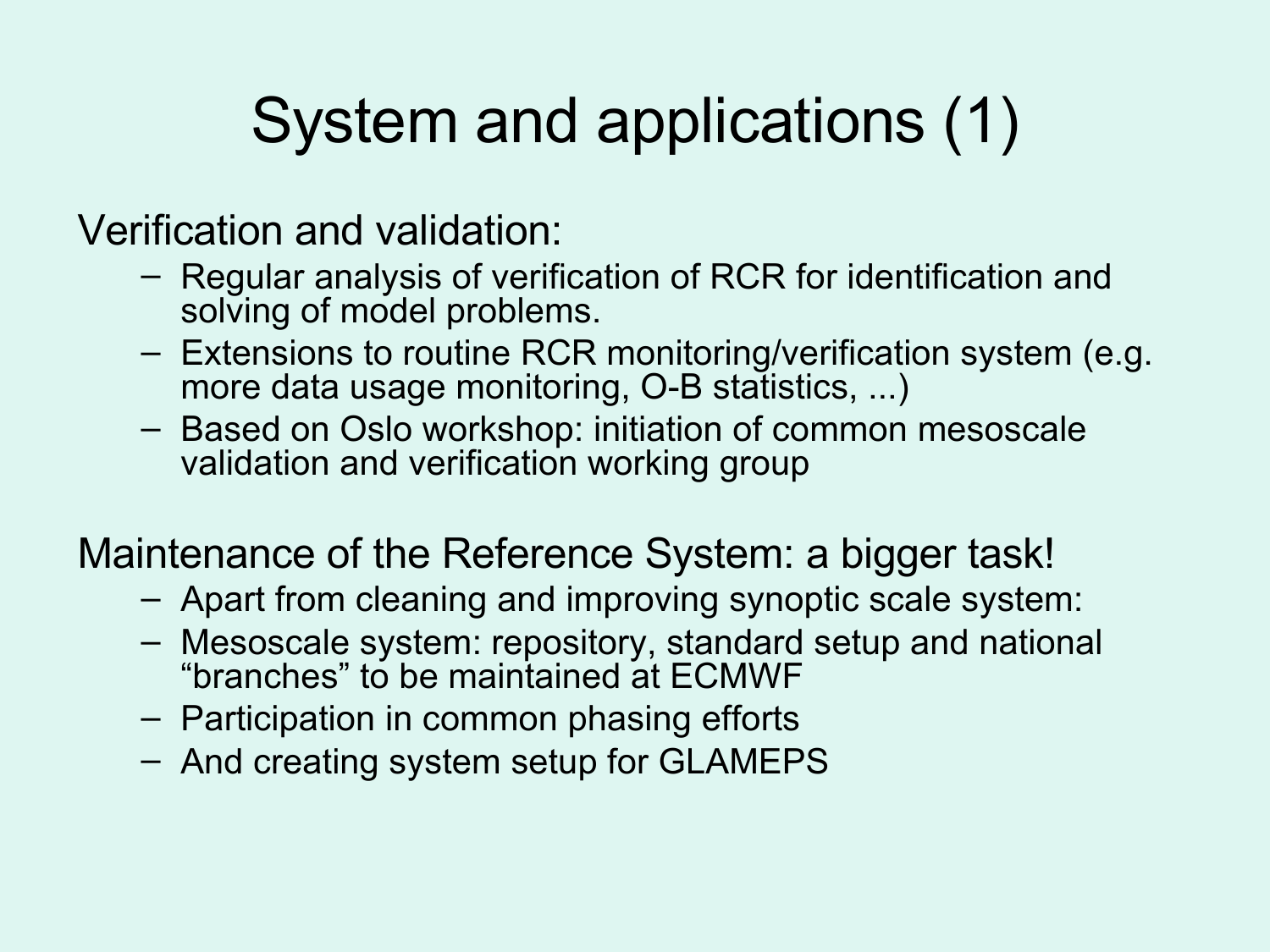# System and applications (1)

Verification and validation:

- Regular analysis of verification of RCR for identification and solving of model problems.
- Extensions to routine RCR monitoring/verification system (e.g. more data usage monitoring, O-B statistics, ...)
- Based on Oslo workshop: initiation of common mesoscale validation and verification working group

Maintenance of the Reference System: a bigger task!

- Apart from cleaning and improving synoptic scale system:
- Mesoscale system: repository, standard setup and national “branches” to be maintained at ECMWF
- Participation in common phasing efforts
- And creating system setup for GLAMEPS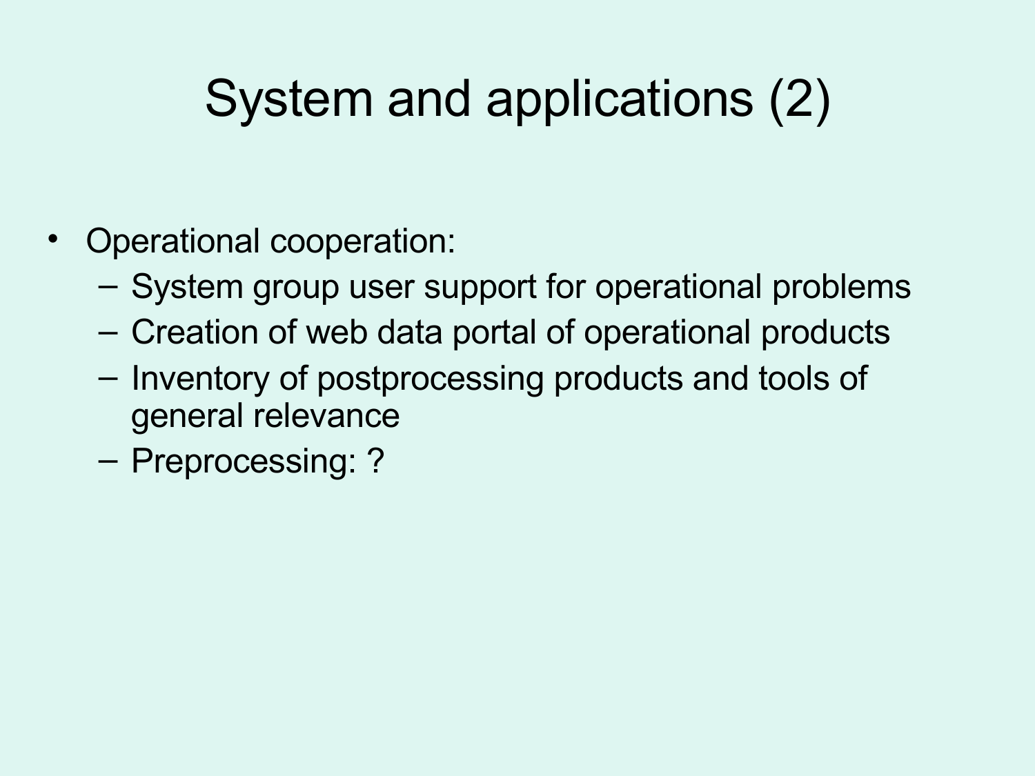# System and applications (2)

- Operational cooperation:
  - System group user support for operational problems
  - Creation of web data portal of operational products
  - Inventory of postprocessing products and tools of general relevance
  - Preprocessing: ?